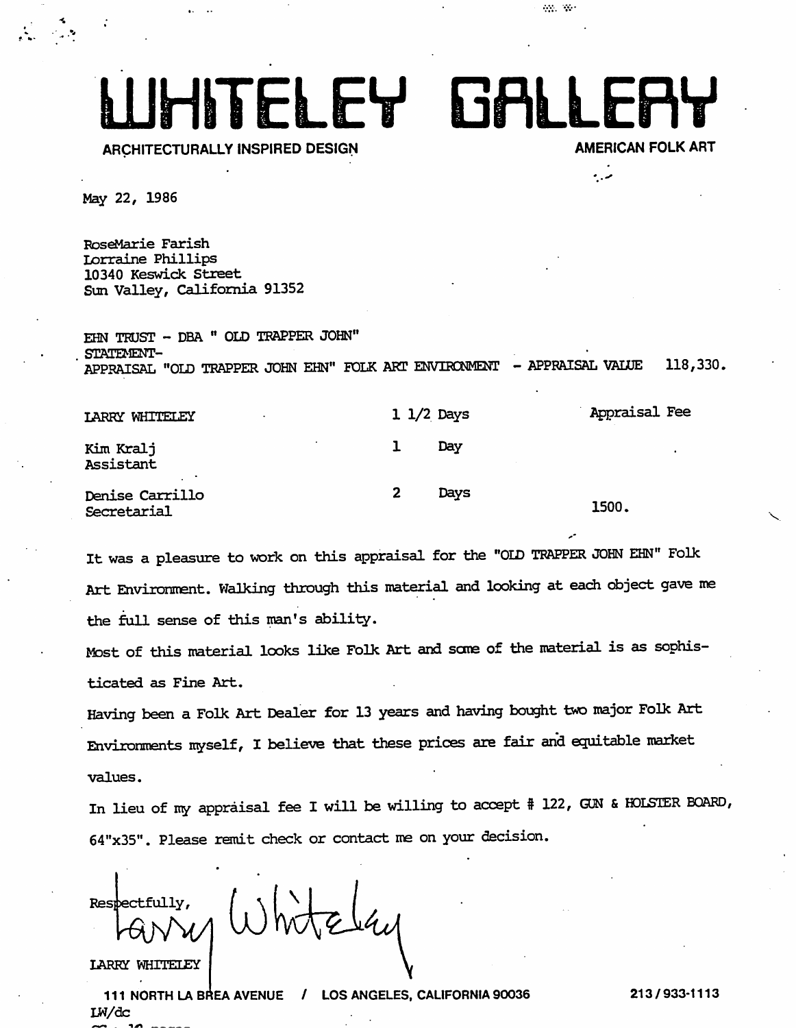# WHITELEY GALLERY

**ARCHITECTURALLY INSPIRED DESIGN** **AMERICAN FOLK ART**

May 22, 1986

RoseMarie Farish
Lorraine Phillips
10340 Keswick Street
Sun Valley, California 91352

EHN TRUST - DBA " OLD TRAPPER JOHN"
STATEMENT-
APPRAISAL "OLD TRAPPER JOHN EHN" FOLK ART ENVIRONMENT - APPRAISAL VALUE 118,330.

| | | Appraisal Fee |
|---|---|---|
| LARRY WHITELEY | 1 1/2 Days | |
| Kim Kralj<br>Assistant | 1 Day | |
| Denise Carrillo<br>Secretarial | 2 Days | 1500. |

It was a pleasure to work on this appraisal for the "OLD TRAPPER JOHN EHN" Folk Art Environment. Walking through this material and looking at each object gave me the full sense of this man's ability.

Most of this material looks like Folk Art and some of the material is as sophisticated as Fine Art.

Having been a Folk Art Dealer for 13 years and having bought two major Folk Art Environments myself, I believe that these prices are fair and equitable market values.

In lieu of my appraisal fee I will be willing to accept # 122, GUN & HOLSTER BOARD, 64"x35". Please remit check or contact me on your decision.

Respectfully,

LARRY WHITELEY

111 NORTH LA BREA AVENUE / LOS ANGELES, CALIFORNIA 90036 213/933-1113

LW/dc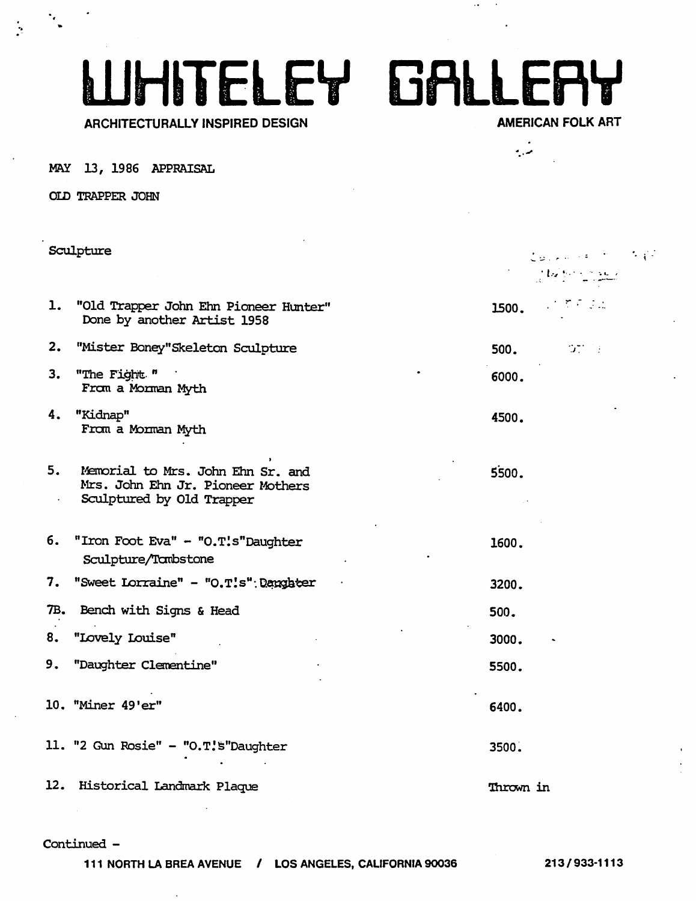# WHITELEY GALLERY

**ARCHITECTURALLY INSPIRED DESIGN** — **AMERICAN FOLK ART**

MAY 13, 1986 APPRAISAL

OLD TRAPPER JOHN

Sculpture

| Item | Value |
| --- | --- |
| 1. "Old Trapper John Ehn Pioneer Hunter" Done by another Artist 1958 | 1500. |
| 2. "Mister Boney"Skeleton Sculpture | 500. |
| 3. "The Fight." From a Morman Myth | 6000. |
| 4. "Kidnap" From a Morman Myth | 4500. |
| 5. Memorial to Mrs. John Ehn Sr. and Mrs. John Ehn Jr. Pioneer Mothers Sculptured by Old Trapper | 5500. |
| 6. "Iron Foot Eva" - "O.T!s"Daughter Sculpture/Tombstone | 1600. |
| 7. "Sweet Lorraine" - "O.T!s" Daughter | 3200. |
| 7B. Bench with Signs & Head | 500. |
| 8. "Lovely Louise" | 3000. |
| 9. "Daughter Clementine" | 5500. |
| 10. "Miner 49'er" | 6400. |
| 11. "2 Gun Rosie" - "O.T!s"Daughter | 3500. |
| 12. Historical Landmark Plaque | Thrown in |

Continued -

111 NORTH LA BREA AVENUE / LOS ANGELES, CALIFORNIA 90036 — 213/933-1113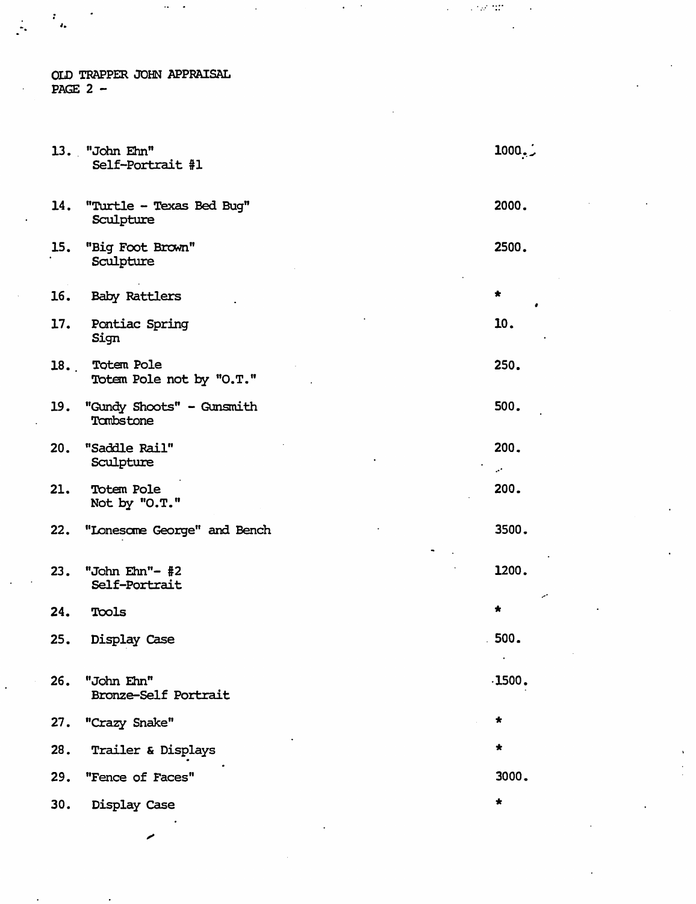OLD TRAPPER JOHN APPRAISAL
PAGE 2 -

| | | |
|---|---|---|
| 13. | "John Ehn"<br>Self-Portrait #1 | 1000. |
| 14. | "Turtle - Texas Bed Bug"<br>Sculpture | 2000. |
| 15. | "Big Foot Brown"<br>Sculpture | 2500. |
| 16. | Baby Rattlers | * |
| 17. | Pontiac Spring<br>Sign | 10. |
| 18. | Totem Pole<br>Totem Pole not by "O.T." | 250. |
| 19. | "Gundy Shoots" - Gunsmith<br>Tombstone | 500. |
| 20. | "Saddle Rail"<br>Sculpture | 200. |
| 21. | Totem Pole<br>Not by "O.T." | 200. |
| 22. | "Lonesome George" and Bench | 3500. |
| 23. | "John Ehn"- #2<br>Self-Portrait | 1200. |
| 24. | Tools | * |
| 25. | Display Case | 500. |
| 26. | "John Ehn"<br>Bronze-Self Portrait | 1500. |
| 27. | "Crazy Snake" | * |
| 28. | Trailer & Displays | * |
| 29. | "Fence of Faces" | 3000. |
| 30. | Display Case | * |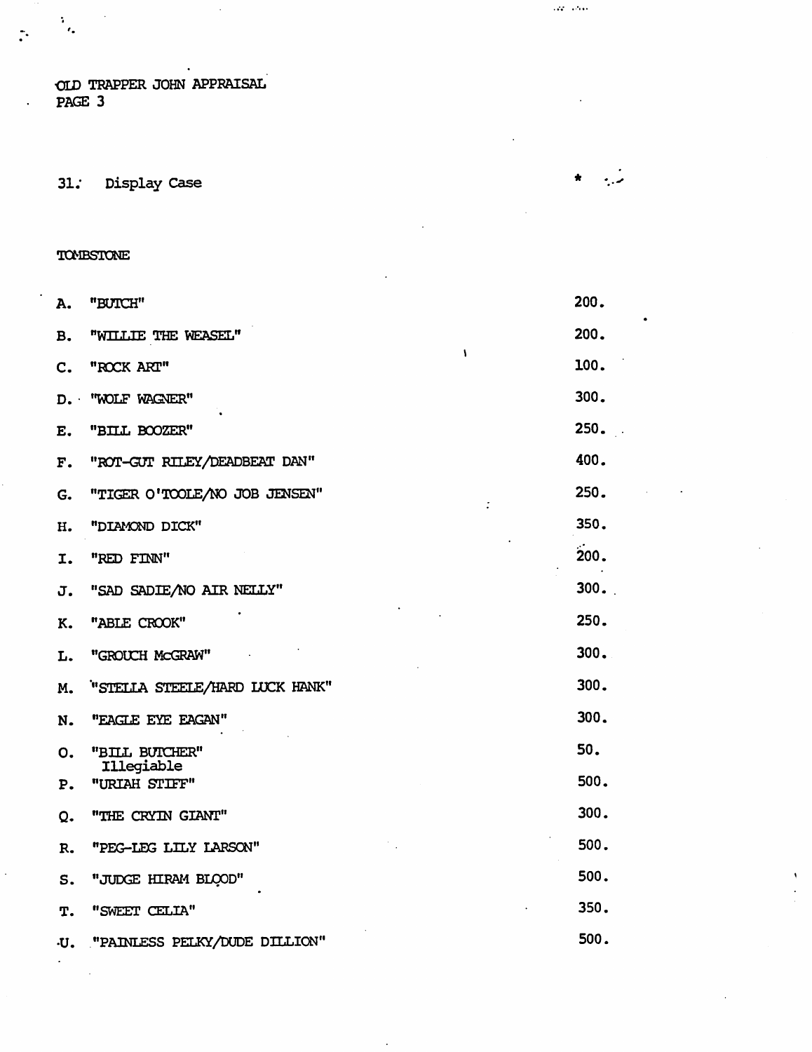OLD TRAPPER JOHN APPRAISAL
PAGE 3

31. Display Case

TOMBSTONE

| | | |
|---|---|---|
| A. | "BUTCH" | 200. |
| B. | "WILLIE THE WEASEL" | 200. |
| C. | "ROCK ART" | 100. |
| D. | "WOLF WAGNER" | 300. |
| E. | "BILL BOOZER" | 250. |
| F. | "ROT-GUT RILEY/DEADBEAT DAN" | 400. |
| G. | "TIGER O'TOOLE/NO JOB JENSEN" | 250. |
| H. | "DIAMOND DICK" | 350. |
| I. | "RED FINN" | 200. |
| J. | "SAD SADIE/NO AIR NELLY" | 300. |
| K. | "ABLE CROOK" | 250. |
| L. | "GROUCH McGRAW" | 300. |
| M. | "STELLA STEELE/HARD LUCK HANK" | 300. |
| N. | "EAGLE EYE EAGAN" | 300. |
| O. | "BILL BUTCHER" Illegiable | 50. |
| P. | "URIAH STIFF" | 500. |
| Q. | "THE CRYIN GIANT" | 300. |
| R. | "PEG-LEG LILY LARSON" | 500. |
| S. | "JUDGE HIRAM BLOOD" | 500. |
| T. | "SWEET CELIA" | 350. |
| U. | "PAINLESS PELKY/DUDE DILLION" | 500. |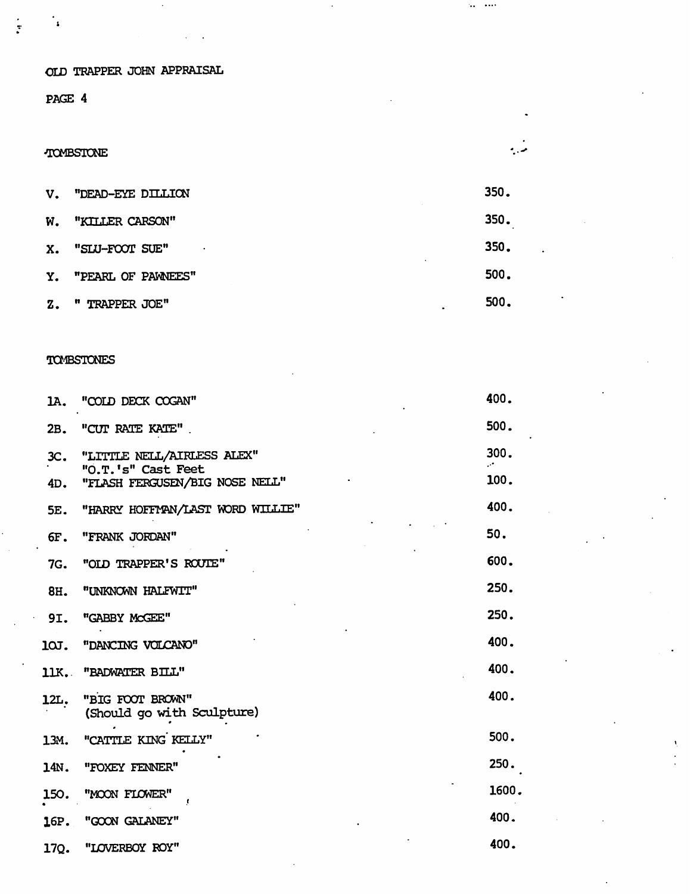OLD TRAPPER JOHN APPRAISAL

PAGE 4

TOMBSTONE

| | | |
|---|---|---|
| V. | "DEAD-EYE DILLION | 350. |
| W. | "KILLER CARSON" | 350. |
| X. | "SLU-FOOT SUE" | 350. |
| Y. | "PEARL OF PAWNEES" | 500. |
| Z. | " TRAPPER JOE" | 500. |

TOMBSTONES

| | | |
|---|---|---|
| 1A. | "COLD DECK COGAN" | 400. |
| 2B. | "CUT RATE KATE" | 500. |
| 3C. | "LITTLE NELL/AIRLESS ALEX" "O.T.'s" Cast Feet | 300. |
| 4D. | "FLASH FERGUSEN/BIG NOSE NELL" | 100. |
| 5E. | "HARRY HOFFMAN/LAST WORD WILLIE" | 400. |
| 6F. | "FRANK JORDAN" | 50. |
| 7G. | "OLD TRAPPER'S ROUTE" | 600. |
| 8H. | "UNKNOWN HALFWIT" | 250. |
| 9I. | "GABBY McGEE" | 250. |
| 10J. | "DANCING VOLCANO" | 400. |
| 11K. | "BADWATER BILL" | 400. |
| 12L. | "BIG FOOT BROWN" (Should go with Sculpture) | 400. |
| 13M. | "CATTLE KING KELLY" | 500. |
| 14N. | "FOXEY FENNER" | 250. |
| 15O. | "MOON FLOWER" | 1600. |
| 16P. | "GOON GALANEY" | 400. |
| 17Q. | "LOVERBOY ROY" | 400. |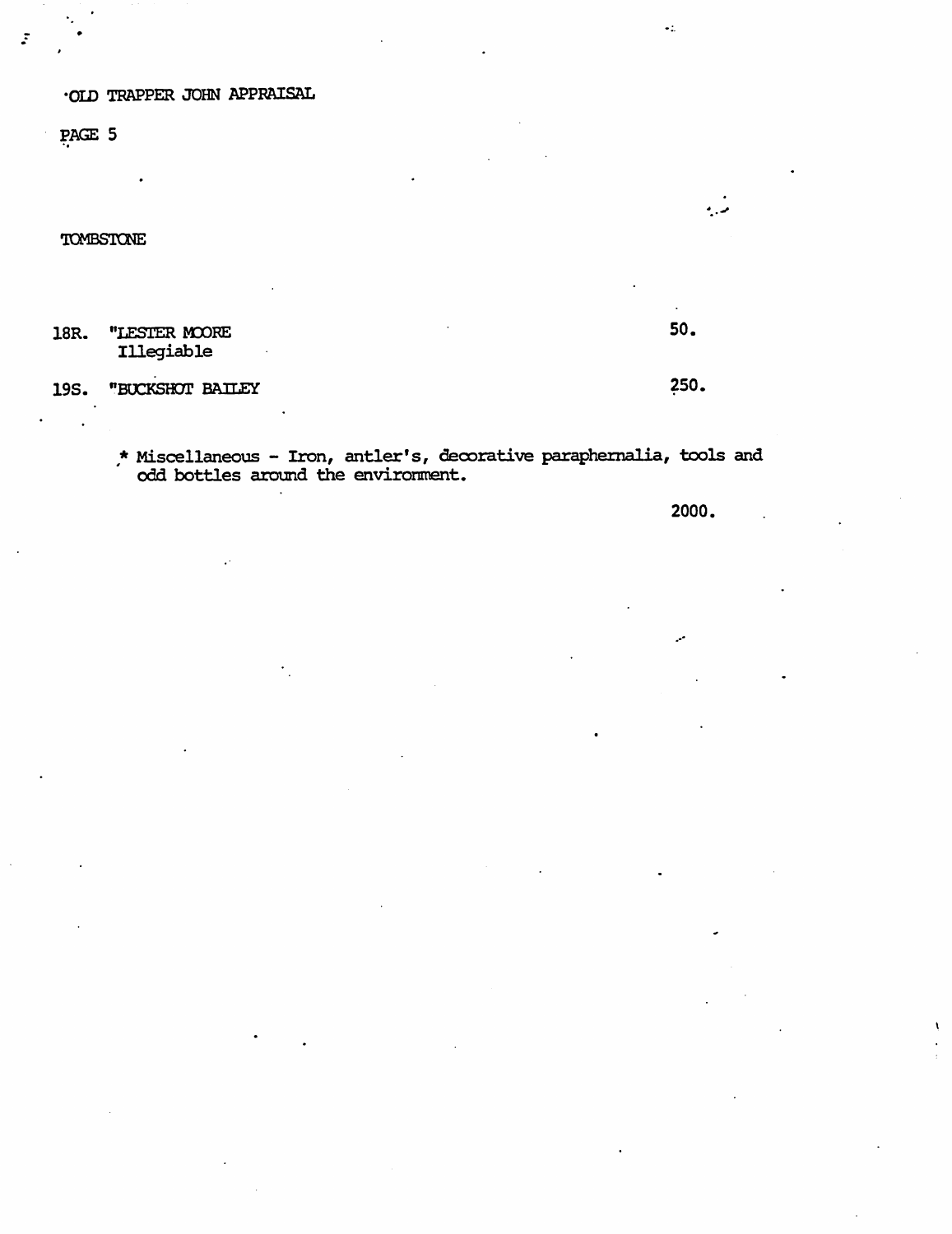OLD TRAPPER JOHN APPRAISAL

PAGE 5

TOMBSTONE

| | | |
|---|---|---|
| 18R. | "LESTER MOORE<br>Illegiable | 50. |
| 19S. | "BUCKSHOT BAILEY | 250. |

* Miscellaneous - Iron, antler's, decorative paraphernalia, tools and odd bottles around the environment.

2000.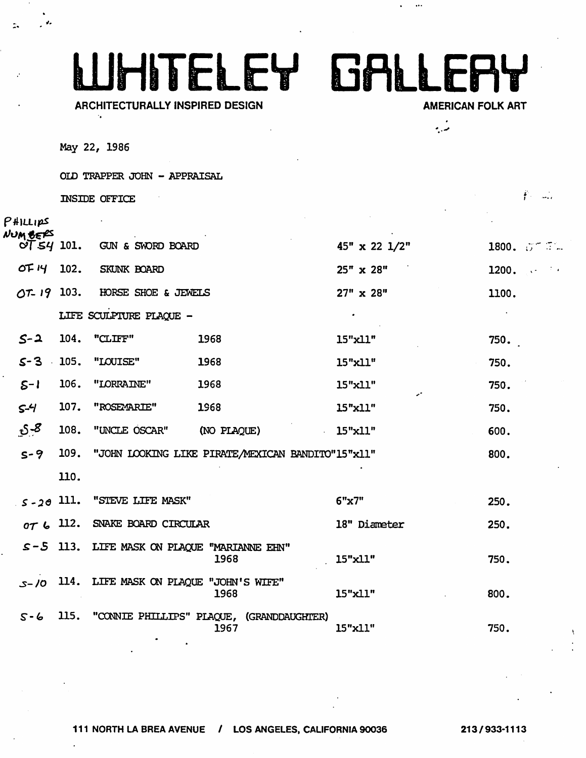# WHITELEY GALLERY

**ARCHITECTURALLY INSPIRED DESIGN** — **AMERICAN FOLK ART**

May 22, 1986

OLD TRAPPER JOHN - APPRAISAL

INSIDE OFFICE

| PHILLIPS NUMBERS | No. | Item | Year | Size | Value |
|---|---|---|---|---|---|
| OT 54 | 101. | GUN & SWORD BOARD | | 45" x 22 1/2" | 1800. |
| OT 14 | 102. | SKUNK BOARD | | 25" x 28" | 1200. |
| OT-19 | 103. | HORSE SHOE & JEWELS | | 27" x 28" | 1100. |
| | | LIFE SCULPTURE PLAQUE - | | | |
| S-2 | 104. | "CLIFF" | 1968 | 15"x11" | 750. |
| S-3 | 105. | "LOUISE" | 1968 | 15"x11" | 750. |
| S-1 | 106. | "LORRAINE" | 1968 | 15"x11" | 750. |
| S-4 | 107. | "ROSEMARIE" | 1968 | 15"x11" | 750. |
| S-8 | 108. | "UNCLE OSCAR" | (NO PLAQUE) | 15"x11" | 600. |
| S-9 | 109. | "JOHN LOOKING LIKE PIRATE/MEXICAN BANDITO" | | 15"x11" | 800. |
| | 110. | | | | |
| S-20 | 111. | "STEVE LIFE MASK" | | 6"x7" | 250. |
| OT 6 | 112. | SNAKE BOARD CIRCULAR | | 18" Diameter | 250. |
| S-5 | 113. | LIFE MASK ON PLAQUE "MARIANNE EHN" | 1968 | 15"x11" | 750. |
| S-10 | 114. | LIFE MASK ON PLAQUE "JOHN'S WIFE" | 1968 | 15"x11" | 800. |
| S-6 | 115. | "CONNIE PHILLIPS" PLAQUE, (GRANDDAUGHTER) | 1967 | 15"x11" | 750. |

111 NORTH LA BREA AVENUE / LOS ANGELES, CALIFORNIA 90036 213/933-1113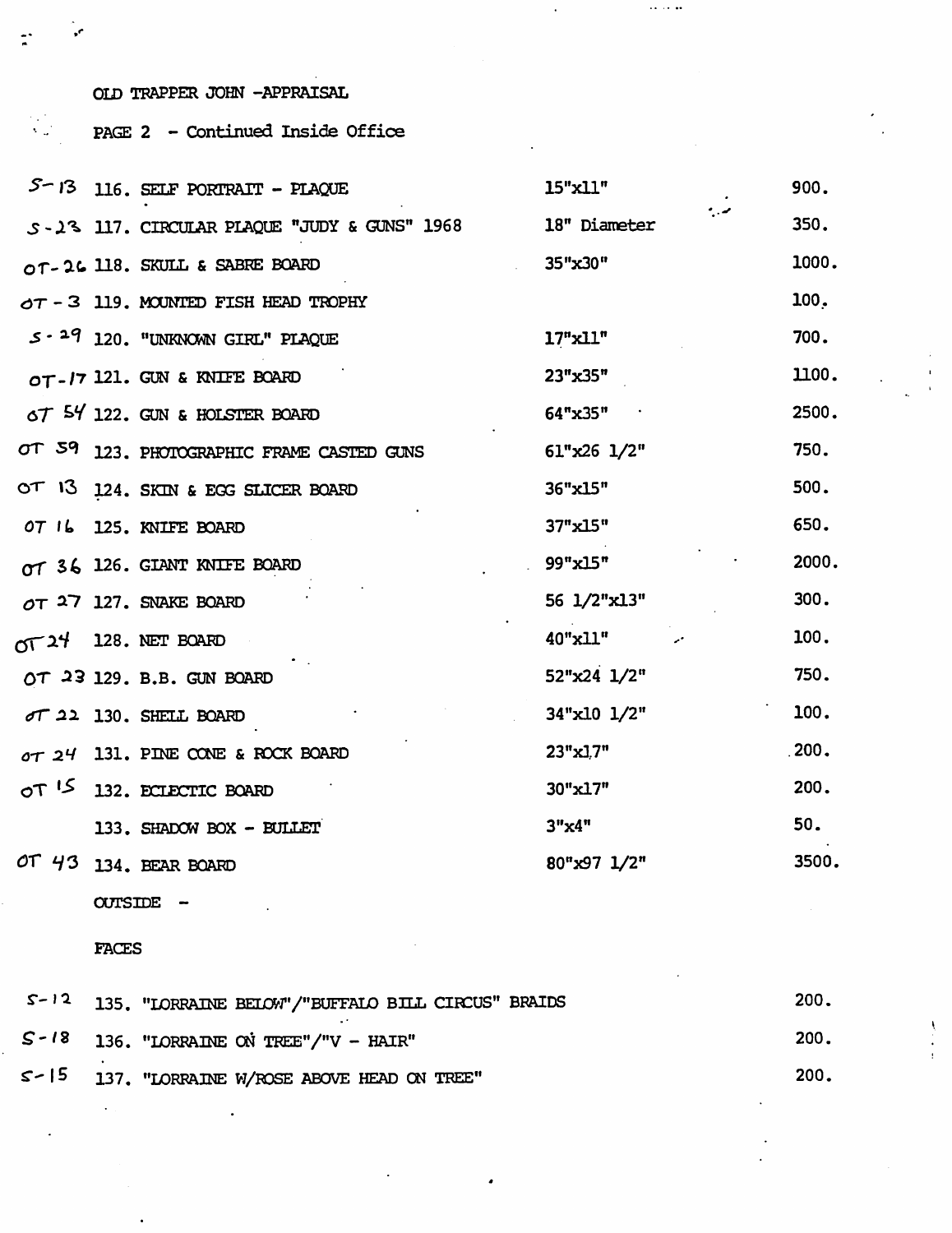OLD TRAPPER JOHN -APPRAISAL

PAGE 2 - Continued Inside Office

| | | | |
|---|---|---|---|
| S-13 | 116. SELF PORTRAIT - PLAQUE | 15"x11" | 900. |
| S-23 | 117. CIRCULAR PLAQUE "JUDY & GUNS" 1968 | 18" Diameter | 350. |
| OT-26 | 118. SKULL & SABRE BOARD | 35"x30" | 1000. |
| OT-3 | 119. MOUNTED FISH HEAD TROPHY | | 100. |
| S-29 | 120. "UNKNOWN GIRL" PLAQUE | 17"x11" | 700. |
| OT-17 | 121. GUN & KNIFE BOARD | 23"x35" | 1100. |
| OT 54 | 122. GUN & HOLSTER BOARD | 64"x35" | 2500. |
| OT 59 | 123. PHOTOGRAPHIC FRAME CASTED GUNS | 61"x26 1/2" | 750. |
| OT 13 | 124. SKIN & EGG SLICER BOARD | 36"x15" | 500. |
| OT 16 | 125. KNIFE BOARD | 37"x15" | 650. |
| OT 36 | 126. GIANT KNIFE BOARD | 99"x15" | 2000. |
| OT 27 | 127. SNAKE BOARD | 56 1/2"x13" | 300. |
| OT 24 | 128. NET BOARD | 40"x11" | 100. |
| OT 23 | 129. B.B. GUN BOARD | 52"x24 1/2" | 750. |
| OT 22 | 130. SHELL BOARD | 34"x10 1/2" | 100. |
| OT 24 | 131. PINE CONE & ROCK BOARD | 23"x17" | 200. |
| OT 15 | 132. ECLECTIC BOARD | 30"x17" | 200. |
| | 133. SHADOW BOX - BULLET | 3"x4" | 50. |
| OT 43 | 134. BEAR BOARD | 80"x97 1/2" | 3500. |

OUTSIDE -

FACES

| | | |
|---|---|---|
| S-12 | 135. "LORRAINE BELOW"/"BUFFALO BILL CIRCUS" BRAIDS | 200. |
| S-18 | 136. "LORRAINE ON TREE"/"V - HAIR" | 200. |
| S-15 | 137. "LORRAINE W/ROSE ABOVE HEAD ON TREE" | 200. |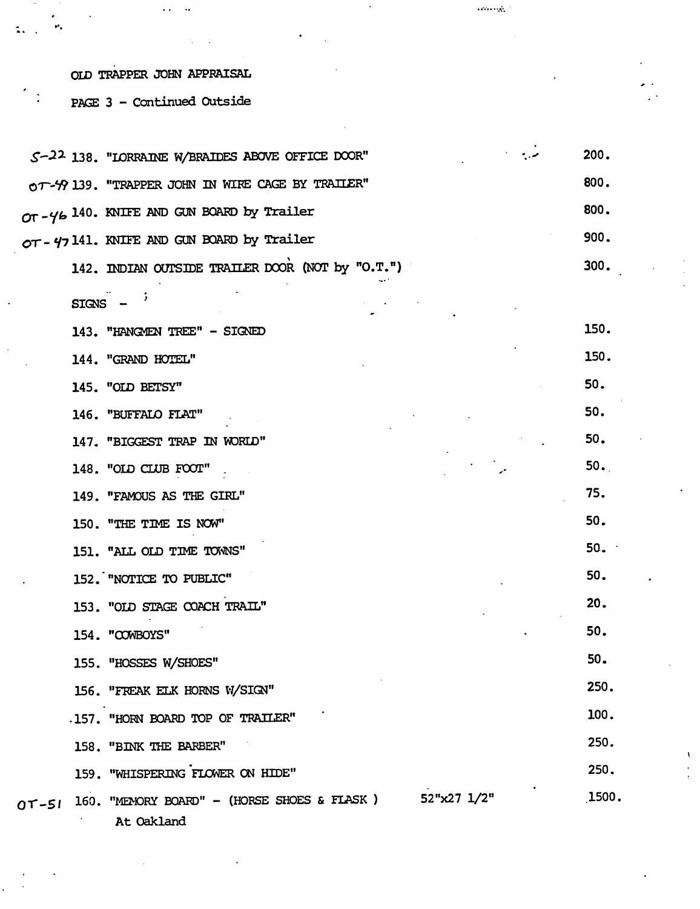OLD TRAPPER JOHN APPRAISAL

PAGE 3 - Continued Outside

| | | | |
|---|---|---|---|
| S-22 | 138. "LORRAINE W/BRAIDES ABOVE OFFICE DOOR" | | 200. |
| OT-49 | 139. "TRAPPER JOHN IN WIRE CAGE BY TRAILER" | | 800. |
| OT-46 | 140. KNIFE AND GUN BOARD by Trailer | | 800. |
| OT-47 | 141. KNIFE AND GUN BOARD by Trailer | | 900. |
| | 142. INDIAN OUTSIDE TRAILER DOOR (NOT by "O.T.") | | 300. |
| | SIGNS - | | |
| | 143. "HANGMEN TREE" - SIGNED | | 150. |
| | 144. "GRAND HOTEL" | | 150. |
| | 145. "OLD BETSY" | | 50. |
| | 146. "BUFFALO FLAT" | | 50. |
| | 147. "BIGGEST TRAP IN WORLD" | | 50. |
| | 148. "OLD CLUB FOOT" | | 50. |
| | 149. "FAMOUS AS THE GIRL" | | 75. |
| | 150. "THE TIME IS NOW" | | 50. |
| | 151. "ALL OLD TIME TOWNS" | | 50. |
| | 152. "NOTICE TO PUBLIC" | | 50. |
| | 153. "OLD STAGE COACH TRAIL" | | 20. |
| | 154. "COWBOYS" | | 50. |
| | 155. "HOSSES W/SHOES" | | 50. |
| | 156. "FREAK ELK HORNS W/SIGN" | | 250. |
| | 157. "HORN BOARD TOP OF TRAILER" | | 100. |
| | 158. "BINK THE BARBER" | | 250. |
| | 159. "WHISPERING FLOWER ON HIDE" | | 250. |
| OT-51 | 160. "MEMORY BOARD" - (HORSE SHOES & FLASK ) At Oakland | 52"x27 1/2" | 1500. |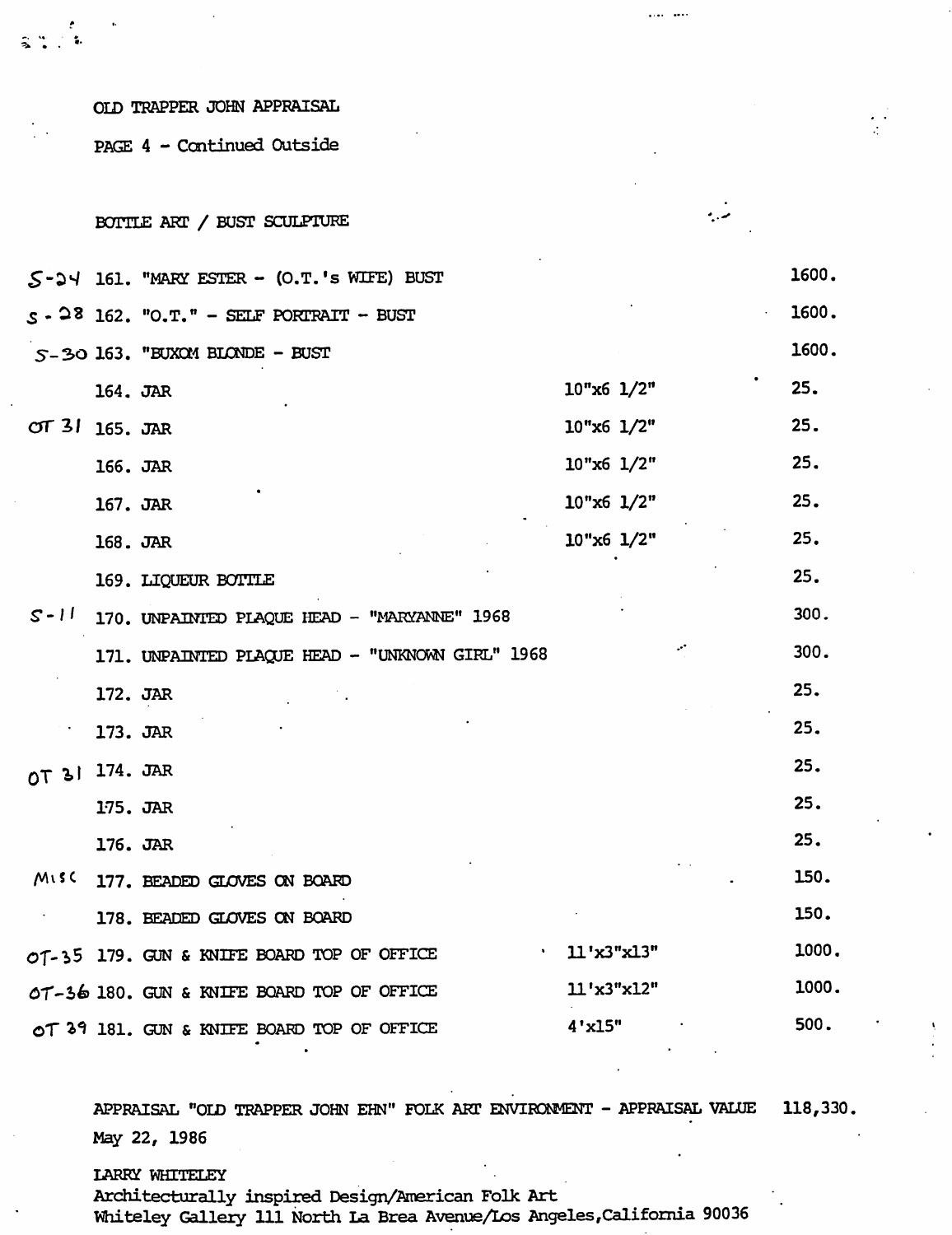OLD TRAPPER JOHN APPRAISAL

PAGE 4 - Continued Outside

BOTTLE ART / BUST SCULPTURE

| | | | |
|---|---|---|---|
| S-24 | 161. "MARY ESTER - (O.T.'s WIFE) BUST | | 1600. |
| S-28 | 162. "O.T." - SELF PORTRAIT - BUST | | 1600. |
| S-30 | 163. "BUXOM BLONDE - BUST | | 1600. |
| | 164. JAR | 10"x6 1/2" | 25. |
| OT 31 | 165. JAR | 10"x6 1/2" | 25. |
| | 166. JAR | 10"x6 1/2" | 25. |
| | 167. JAR | 10"x6 1/2" | 25. |
| | 168. JAR | 10"x6 1/2" | 25. |
| | 169. LIQUEUR BOTTLE | | 25. |
| S-11 | 170. UNPAINTED PLAQUE HEAD - "MARYANNE" 1968 | | 300. |
| | 171. UNPAINTED PLAQUE HEAD - "UNKNOWN GIRL" 1968 | | 300. |
| | 172. JAR | | 25. |
| | 173. JAR | | 25. |
| OT 31 | 174. JAR | | 25. |
| | 175. JAR | | 25. |
| | 176. JAR | | 25. |
| MISC | 177. BEADED GLOVES ON BOARD | | 150. |
| | 178. BEADED GLOVES ON BOARD | | 150. |
| OT-35 | 179. GUN & KNIFE BOARD TOP OF OFFICE | 11'x3"x13" | 1000. |
| OT-36 | 180. GUN & KNIFE BOARD TOP OF OFFICE | 11'x3"x12" | 1000. |
| OT 39 | 181. GUN & KNIFE BOARD TOP OF OFFICE | 4'x15" | 500. |

APPRAISAL "OLD TRAPPER JOHN EHN" FOLK ART ENVIRONMENT - APPRAISAL VALUE 118,330.

May 22, 1986

LARRY WHITELEY
Architecturally inspired Design/American Folk Art
Whiteley Gallery 111 North La Brea Avenue/Los Angeles, California 90036